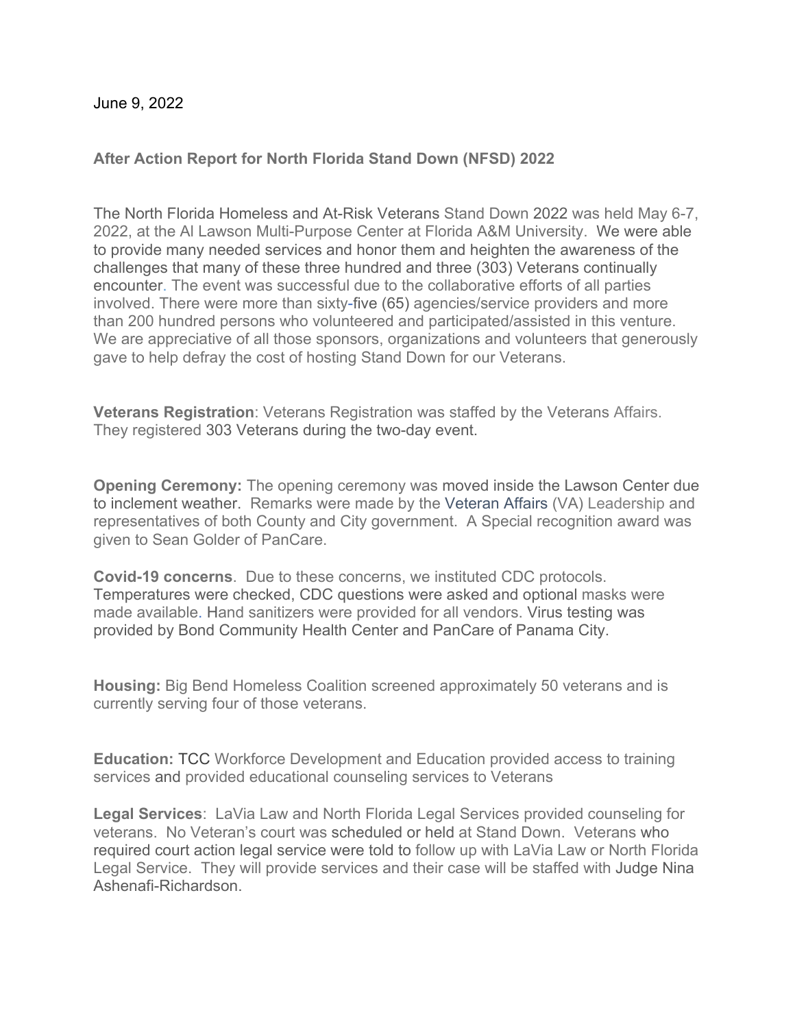June 9, 2022

**After Action Report for North Florida Stand Down (NFSD) 2022**

The North Florida Homeless and At-Risk Veterans Stand Down 2022 was held May 6-7, 2022, at the Al Lawson Multi-Purpose Center at Florida A&M University. We were able to provide many needed services and honor them and heighten the awareness of the challenges that many of these three hundred and three (303) Veterans continually encounter. The event was successful due to the collaborative efforts of all parties involved. There were more than sixty-five (65) agencies/service providers and more than 200 hundred persons who volunteered and participated/assisted in this venture. We are appreciative of all those sponsors, organizations and volunteers that generously gave to help defray the cost of hosting Stand Down for our Veterans.

**Veterans Registration**: Veterans Registration was staffed by the Veterans Affairs. They registered 303 Veterans during the two-day event.

**Opening Ceremony:** The opening ceremony was moved inside the Lawson Center due to inclement weather. Remarks were made by the Veteran Affairs (VA) Leadership and representatives of both County and City government. A Special recognition award was given to Sean Golder of PanCare.

**Covid-19 concerns**. Due to these concerns, we instituted CDC protocols. Temperatures were checked, CDC questions were asked and optional masks were made available. Hand sanitizers were provided for all vendors. Virus testing was provided by Bond Community Health Center and PanCare of Panama City.

**Housing:** Big Bend Homeless Coalition screened approximately 50 veterans and is currently serving four of those veterans.

**Education:** TCC Workforce Development and Education provided access to training services and provided educational counseling services to Veterans

**Legal Services**: LaVia Law and North Florida Legal Services provided counseling for veterans. No Veteran's court was scheduled or held at Stand Down. Veterans who required court action legal service were told to follow up with LaVia Law or North Florida Legal Service. They will provide services and their case will be staffed with Judge Nina Ashenafi-Richardson.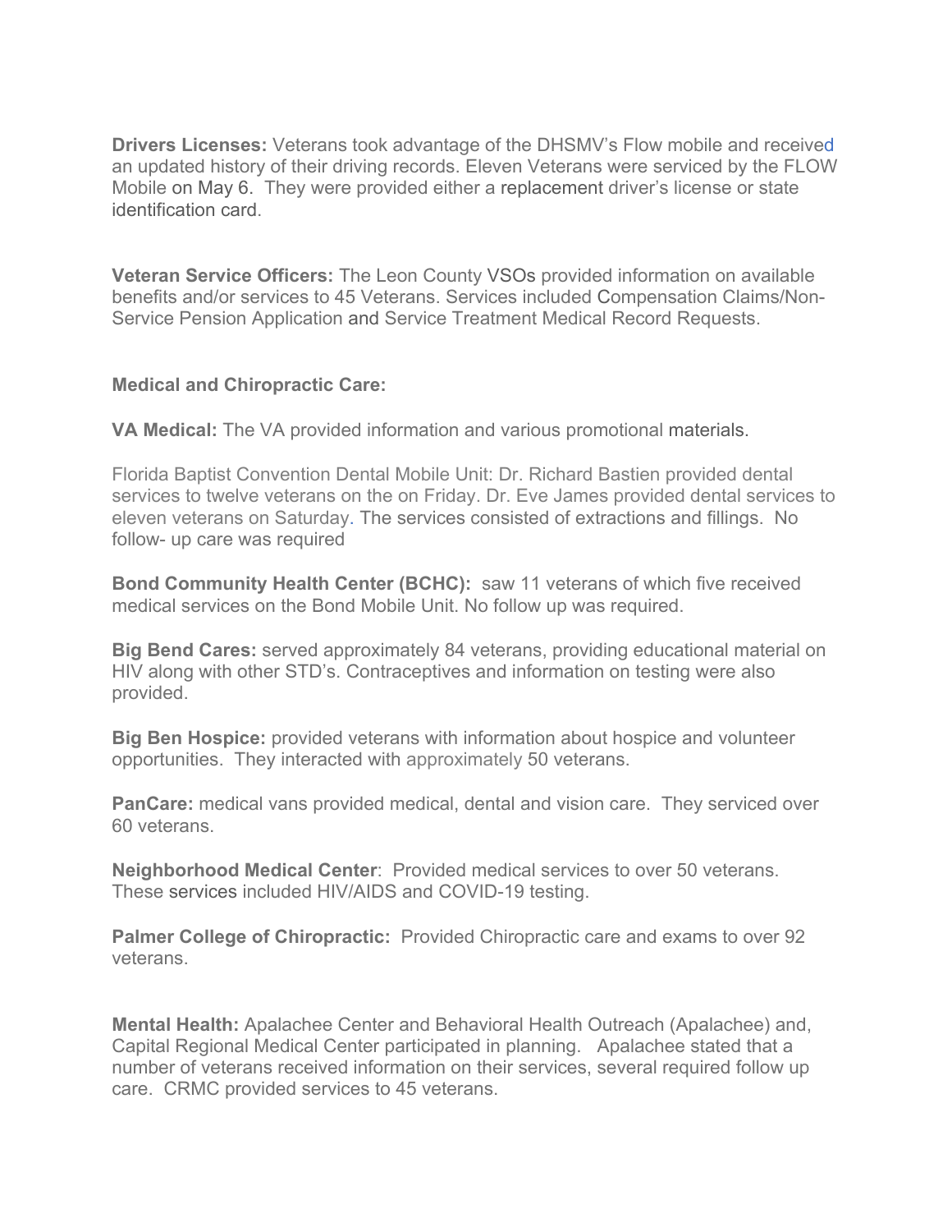**Drivers Licenses:** Veterans took advantage of the DHSMV's Flow mobile and received an updated history of their driving records. Eleven Veterans were serviced by the FLOW Mobile on May 6. They were provided either a replacement driver's license or state identification card.

**Veteran Service Officers:** The Leon County VSOs provided information on available benefits and/or services to 45 Veterans. Services included Compensation Claims/Non-Service Pension Application and Service Treatment Medical Record Requests.

**Medical and Chiropractic Care:**

**VA Medical:** The VA provided information and various promotional materials.

Florida Baptist Convention Dental Mobile Unit: Dr. Richard Bastien provided dental services to twelve veterans on the on Friday. Dr. Eve James provided dental services to eleven veterans on Saturday. The services consisted of extractions and fillings. No follow- up care was required

**Bond Community Health Center (BCHC):** saw 11 veterans of which five received medical services on the Bond Mobile Unit. No follow up was required.

**Big Bend Cares:** served approximately 84 veterans, providing educational material on HIV along with other STD's. Contraceptives and information on testing were also provided.

**Big Ben Hospice:** provided veterans with information about hospice and volunteer opportunities. They interacted with approximately 50 veterans.

**PanCare:** medical vans provided medical, dental and vision care. They serviced over 60 veterans.

**Neighborhood Medical Center**: Provided medical services to over 50 veterans. These services included HIV/AIDS and COVID-19 testing.

**Palmer College of Chiropractic:** Provided Chiropractic care and exams to over 92 veterans.

**Mental Health:** Apalachee Center and Behavioral Health Outreach (Apalachee) and, Capital Regional Medical Center participated in planning. Apalachee stated that a number of veterans received information on their services, several required follow up care. CRMC provided services to 45 veterans.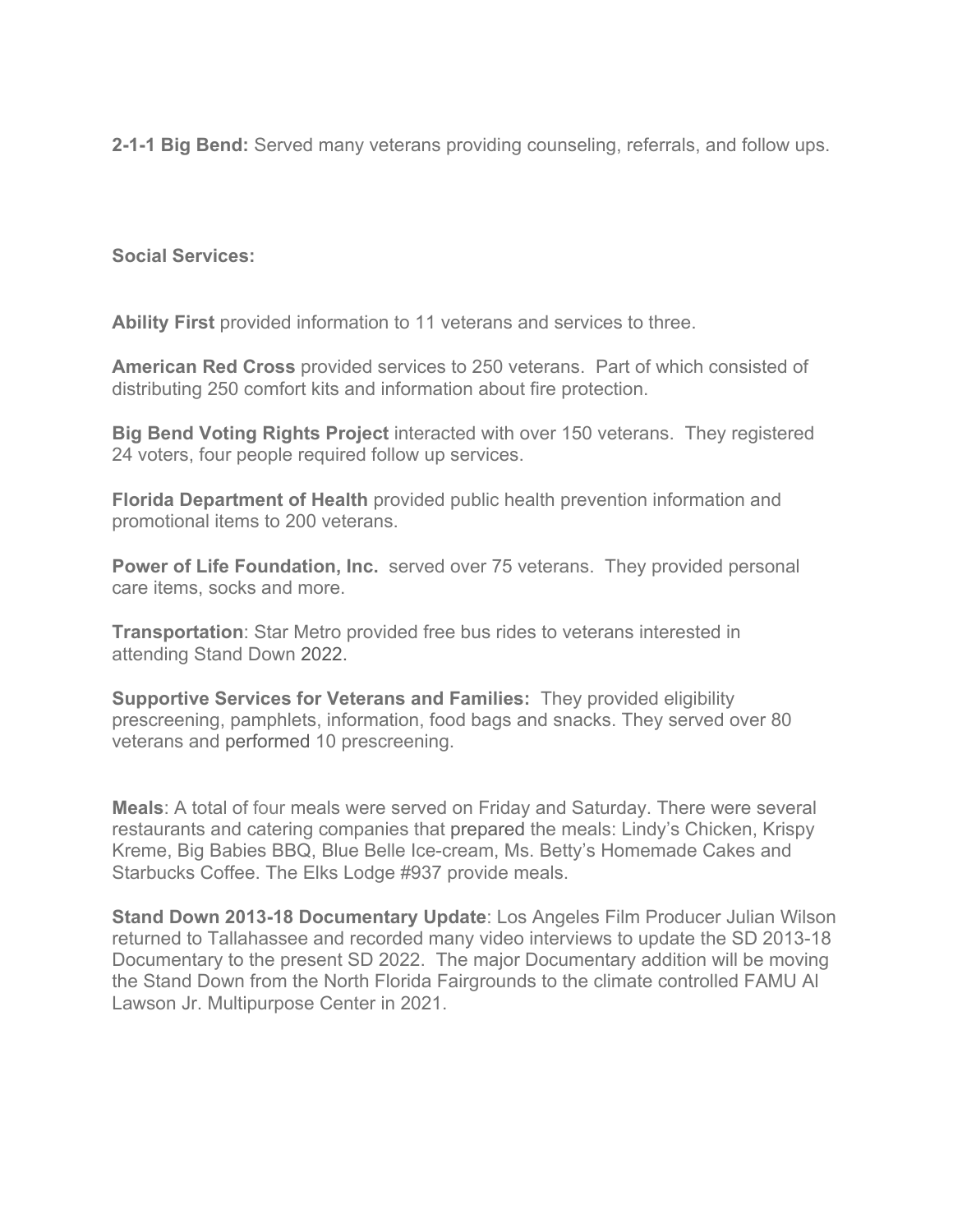**2-1-1 Big Bend:** Served many veterans providing counseling, referrals, and follow ups.

**Social Services:**

**Ability First** provided information to 11 veterans and services to three.

**American Red Cross** provided services to 250 veterans. Part of which consisted of distributing 250 comfort kits and information about fire protection.

**Big Bend Voting Rights Project** interacted with over 150 veterans. They registered 24 voters, four people required follow up services.

**Florida Department of Health** provided public health prevention information and promotional items to 200 veterans.

**Power of Life Foundation, Inc.** served over 75 veterans. They provided personal care items, socks and more.

**Transportation**: Star Metro provided free bus rides to veterans interested in attending Stand Down 2022.

**Supportive Services for Veterans and Families:** They provided eligibility prescreening, pamphlets, information, food bags and snacks. They served over 80 veterans and performed 10 prescreening.

**Meals**: A total of four meals were served on Friday and Saturday. There were several restaurants and catering companies that prepared the meals: Lindy's Chicken, Krispy Kreme, Big Babies BBQ, Blue Belle Ice-cream, Ms. Betty's Homemade Cakes and Starbucks Coffee. The Elks Lodge #937 provide meals.

**Stand Down 2013-18 Documentary Update**: Los Angeles Film Producer Julian Wilson returned to Tallahassee and recorded many video interviews to update the SD 2013-18 Documentary to the present SD 2022. The major Documentary addition will be moving the Stand Down from the North Florida Fairgrounds to the climate controlled FAMU Al Lawson Jr. Multipurpose Center in 2021.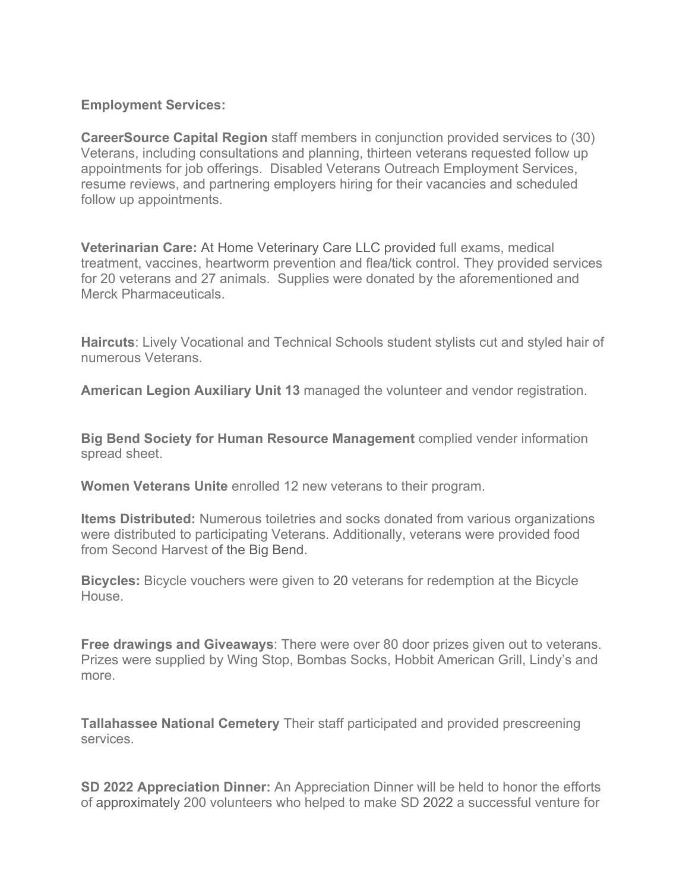**Employment Services:**

**CareerSource Capital Region** staff members in conjunction provided services to (30) Veterans, including consultations and planning, thirteen veterans requested follow up appointments for job offerings. Disabled Veterans Outreach Employment Services, resume reviews, and partnering employers hiring for their vacancies and scheduled follow up appointments.

**Veterinarian Care:** At Home Veterinary Care LLC provided full exams, medical treatment, vaccines, heartworm prevention and flea/tick control. They provided services for 20 veterans and 27 animals. Supplies were donated by the aforementioned and Merck Pharmaceuticals.

**Haircuts**: Lively Vocational and Technical Schools student stylists cut and styled hair of numerous Veterans.

**American Legion Auxiliary Unit 13** managed the volunteer and vendor registration.

**Big Bend Society for Human Resource Management** complied vender information spread sheet.

**Women Veterans Unite** enrolled 12 new veterans to their program.

**Items Distributed:** Numerous toiletries and socks donated from various organizations were distributed to participating Veterans. Additionally, veterans were provided food from Second Harvest of the Big Bend.

**Bicycles:** Bicycle vouchers were given to 20 veterans for redemption at the Bicycle House.

**Free drawings and Giveaways**: There were over 80 door prizes given out to veterans. Prizes were supplied by Wing Stop, Bombas Socks, Hobbit American Grill, Lindy's and more.

**Tallahassee National Cemetery** Their staff participated and provided prescreening services.

**SD 2022 Appreciation Dinner:** An Appreciation Dinner will be held to honor the efforts of approximately 200 volunteers who helped to make SD 2022 a successful venture for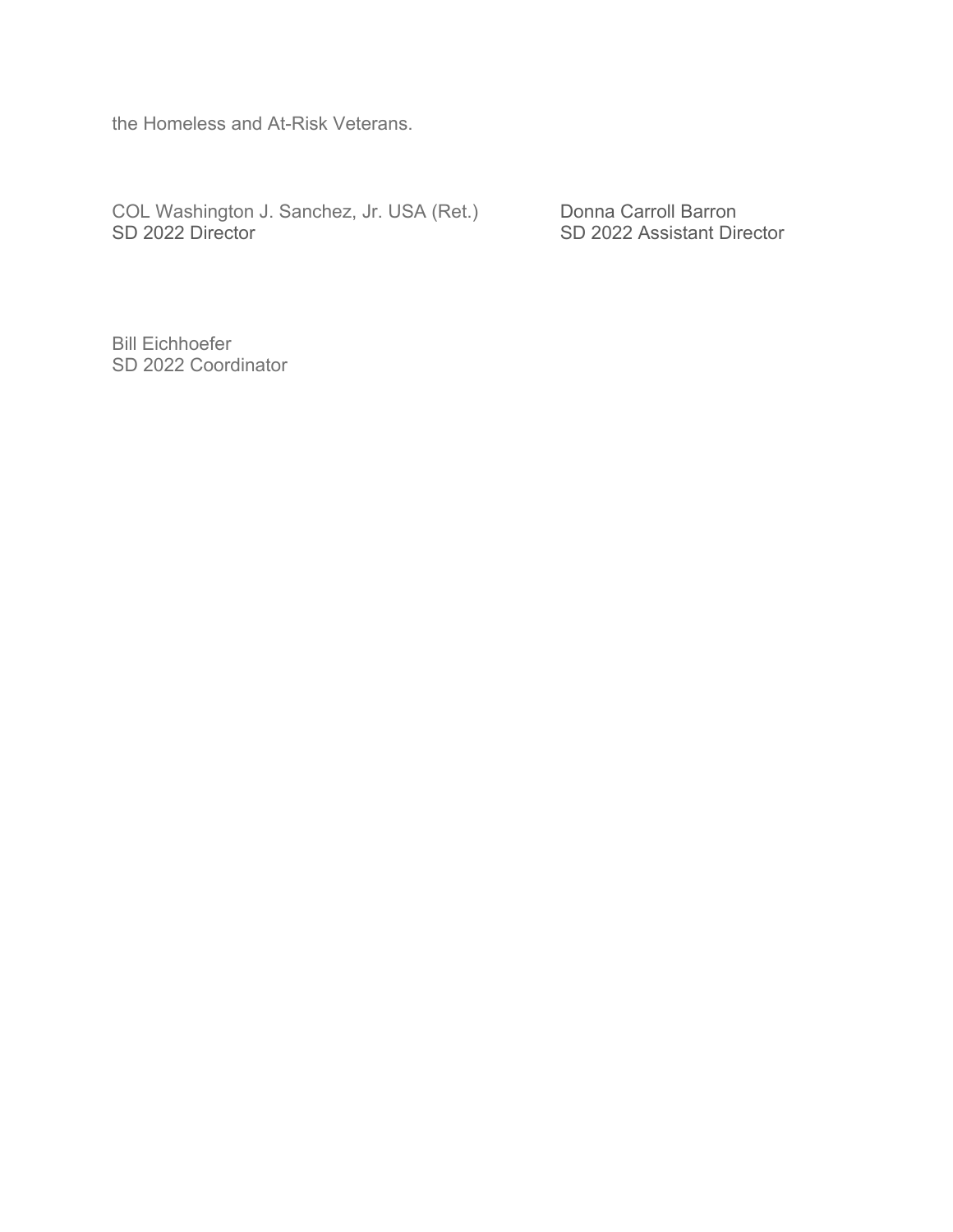the Homeless and At-Risk Veterans.

COL Washington J. Sanchez, Jr. USA (Ret.)
SD 2022 Director

Donna Carroll Barron
SD 2022 Assistant Director

Bill Eichhoefer
SD 2022 Coordinator